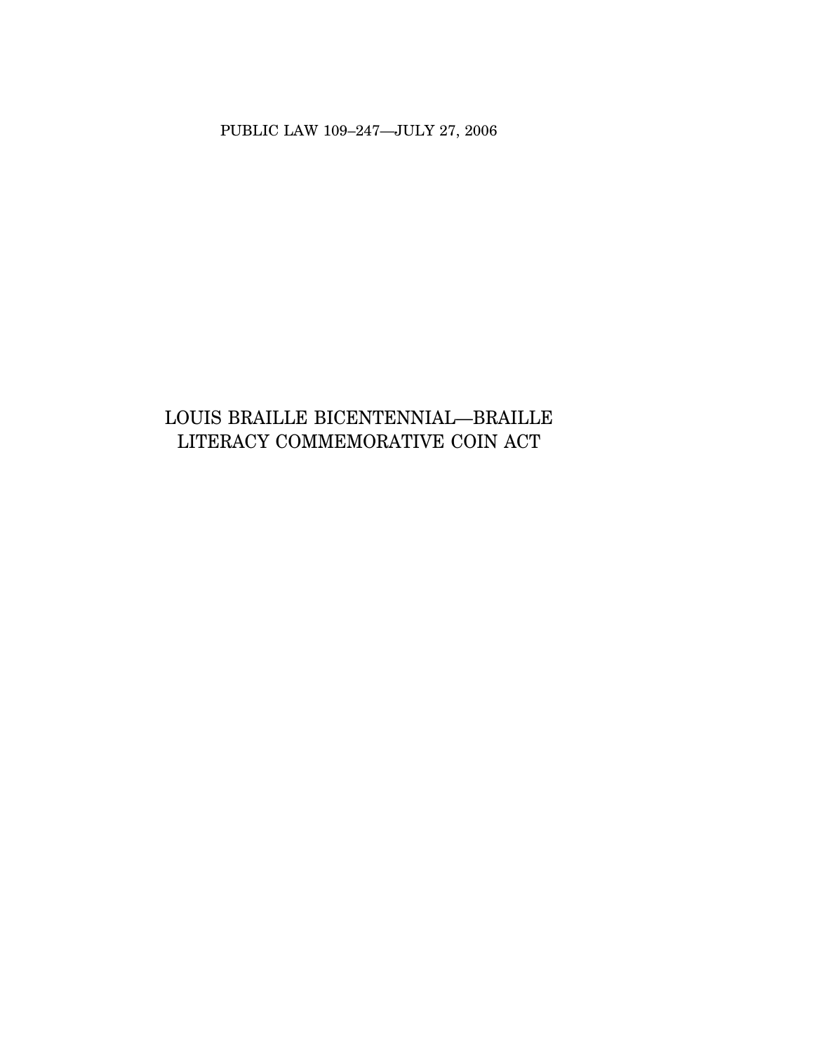PUBLIC LAW 109–247—JULY 27, 2006

# LOUIS BRAILLE BICENTENNIAL—BRAILLE LITERACY COMMEMORATIVE COIN ACT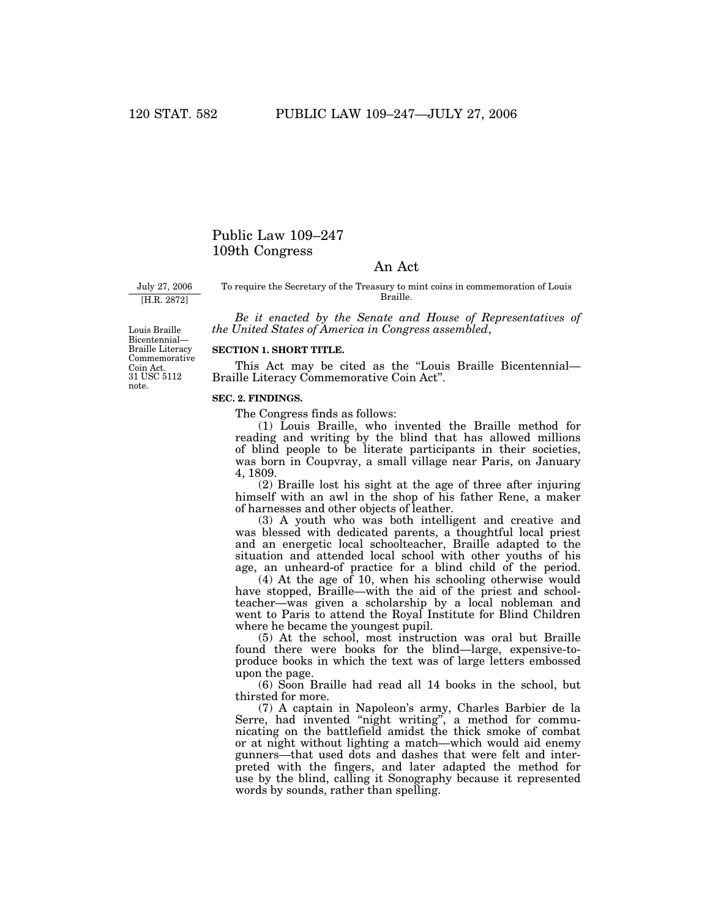# Public Law 109–247
## 109th Congress

### An Act

July 27, 2006
[H.R. 2872]

To require the Secretary of the Treasury to mint coins in commemoration of Louis Braille.

Louis Braille Bicentennial—Braille Literacy Commemorative Coin Act.
31 USC 5112 note.

*Be it enacted by the Senate and House of Representatives of the United States of America in Congress assembled*,

**SECTION 1. SHORT TITLE.**

This Act may be cited as the "Louis Braille Bicentennial—Braille Literacy Commemorative Coin Act".

**SEC. 2. FINDINGS.**

The Congress finds as follows:

(1) Louis Braille, who invented the Braille method for reading and writing by the blind that has allowed millions of blind people to be literate participants in their societies, was born in Coupvray, a small village near Paris, on January 4, 1809.

(2) Braille lost his sight at the age of three after injuring himself with an awl in the shop of his father Rene, a maker of harnesses and other objects of leather.

(3) A youth who was both intelligent and creative and was blessed with dedicated parents, a thoughtful local priest and an energetic local schoolteacher, Braille adapted to the situation and attended local school with other youths of his age, an unheard-of practice for a blind child of the period.

(4) At the age of 10, when his schooling otherwise would have stopped, Braille—with the aid of the priest and schoolteacher—was given a scholarship by a local nobleman and went to Paris to attend the Royal Institute for Blind Children where he became the youngest pupil.

(5) At the school, most instruction was oral but Braille found there were books for the blind—large, expensive-to-produce books in which the text was of large letters embossed upon the page.

(6) Soon Braille had read all 14 books in the school, but thirsted for more.

(7) A captain in Napoleon's army, Charles Barbier de la Serre, had invented "night writing", a method for communicating on the battlefield amidst the thick smoke of combat or at night without lighting a match—which would aid enemy gunners—that used dots and dashes that were felt and interpreted with the fingers, and later adapted the method for use by the blind, calling it Sonography because it represented words by sounds, rather than spelling.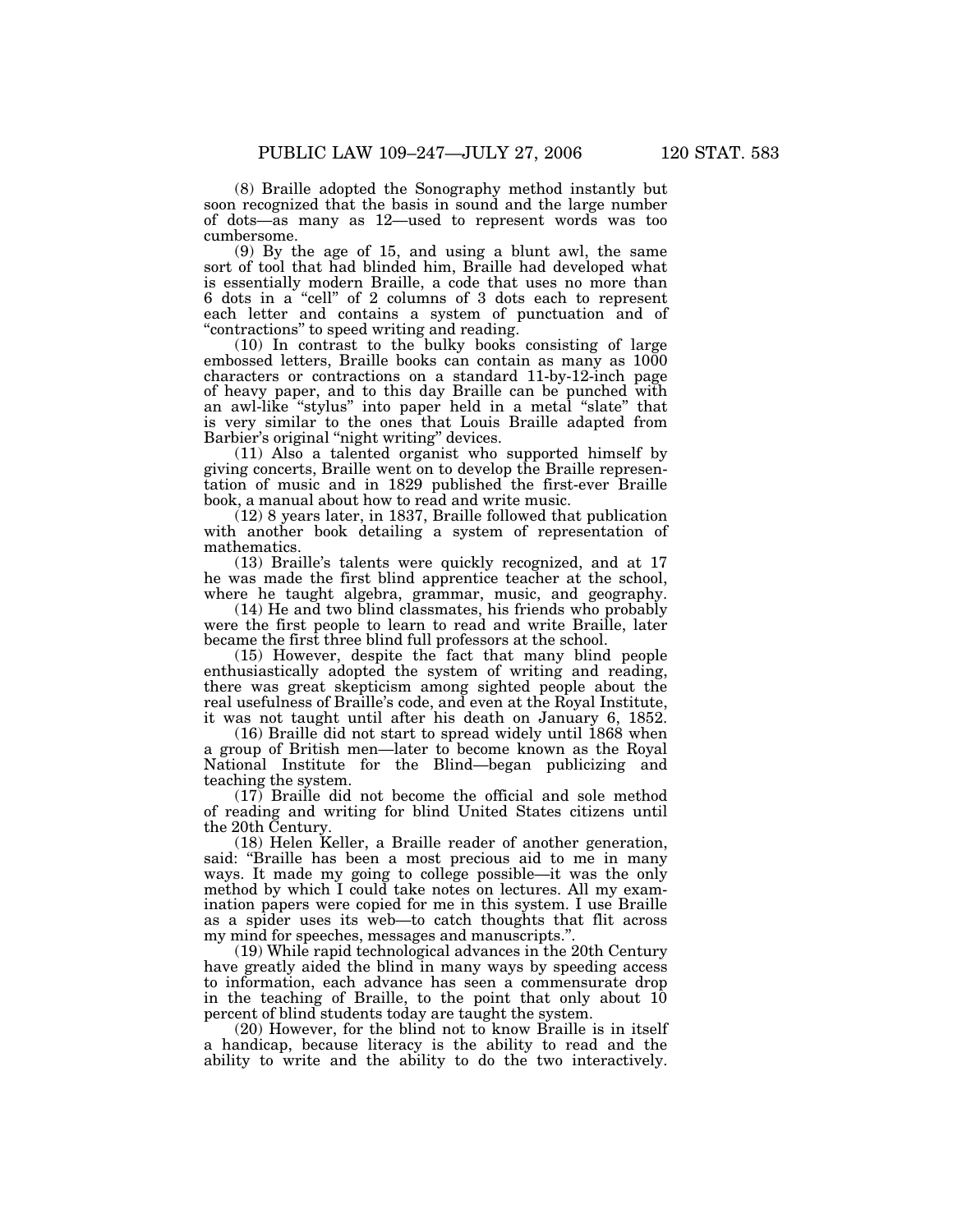(8) Braille adopted the Sonography method instantly but soon recognized that the basis in sound and the large number of dots—as many as 12—used to represent words was too cumbersome.

(9) By the age of 15, and using a blunt awl, the same sort of tool that had blinded him, Braille had developed what is essentially modern Braille, a code that uses no more than 6 dots in a "cell" of 2 columns of 3 dots each to represent each letter and contains a system of punctuation and of "contractions" to speed writing and reading.

(10) In contrast to the bulky books consisting of large embossed letters, Braille books can contain as many as 1000 characters or contractions on a standard 11-by-12-inch page of heavy paper, and to this day Braille can be punched with an awl-like "stylus" into paper held in a metal "slate" that is very similar to the ones that Louis Braille adapted from Barbier's original "night writing" devices.

(11) Also a talented organist who supported himself by giving concerts, Braille went on to develop the Braille representation of music and in 1829 published the first-ever Braille book, a manual about how to read and write music.

(12) 8 years later, in 1837, Braille followed that publication with another book detailing a system of representation of mathematics.

(13) Braille's talents were quickly recognized, and at 17 he was made the first blind apprentice teacher at the school, where he taught algebra, grammar, music, and geography.

(14) He and two blind classmates, his friends who probably were the first people to learn to read and write Braille, later became the first three blind full professors at the school.

(15) However, despite the fact that many blind people enthusiastically adopted the system of writing and reading, there was great skepticism among sighted people about the real usefulness of Braille's code, and even at the Royal Institute, it was not taught until after his death on January 6, 1852.

(16) Braille did not start to spread widely until 1868 when a group of British men—later to become known as the Royal National Institute for the Blind—began publicizing and teaching the system.

(17) Braille did not become the official and sole method of reading and writing for blind United States citizens until the 20th Century.

(18) Helen Keller, a Braille reader of another generation, said: "Braille has been a most precious aid to me in many ways. It made my going to college possible—it was the only method by which I could take notes on lectures. All my examination papers were copied for me in this system. I use Braille as a spider uses its web—to catch thoughts that flit across my mind for speeches, messages and manuscripts.".

(19) While rapid technological advances in the 20th Century have greatly aided the blind in many ways by speeding access to information, each advance has seen a commensurate drop in the teaching of Braille, to the point that only about 10 percent of blind students today are taught the system.

(20) However, for the blind not to know Braille is in itself a handicap, because literacy is the ability to read and the ability to write and the ability to do the two interactively.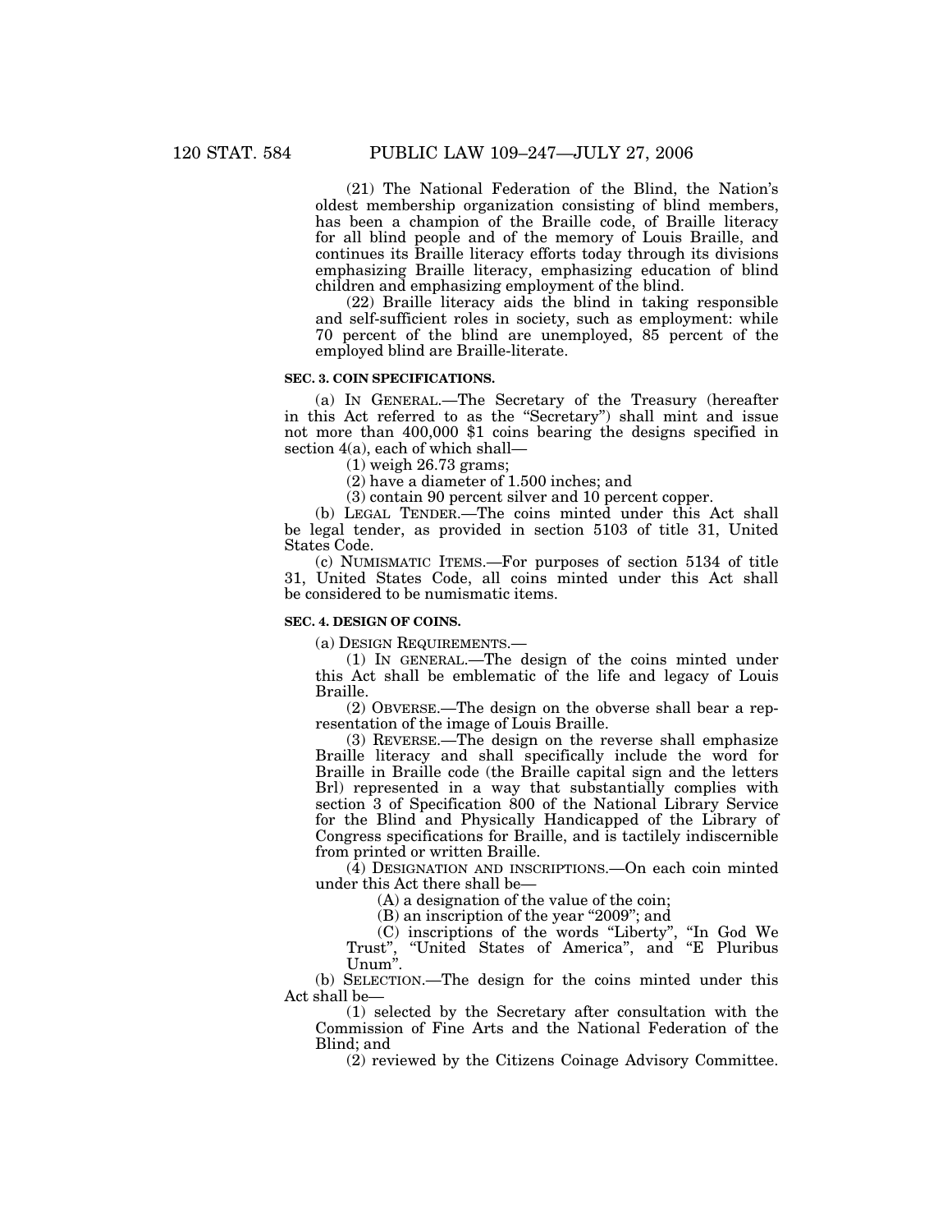(21) The National Federation of the Blind, the Nation's oldest membership organization consisting of blind members, has been a champion of the Braille code, of Braille literacy for all blind people and of the memory of Louis Braille, and continues its Braille literacy efforts today through its divisions emphasizing Braille literacy, emphasizing education of blind children and emphasizing employment of the blind.

(22) Braille literacy aids the blind in taking responsible and self-sufficient roles in society, such as employment: while 70 percent of the blind are unemployed, 85 percent of the employed blind are Braille-literate.

**SEC. 3. COIN SPECIFICATIONS.**

(a) IN GENERAL.—The Secretary of the Treasury (hereafter in this Act referred to as the "Secretary") shall mint and issue not more than 400,000 $1 coins bearing the designs specified in section 4(a), each of which shall—

(1) weigh 26.73 grams;

(2) have a diameter of 1.500 inches; and

(3) contain 90 percent silver and 10 percent copper.

(b) LEGAL TENDER.—The coins minted under this Act shall be legal tender, as provided in section 5103 of title 31, United States Code.

(c) NUMISMATIC ITEMS.—For purposes of section 5134 of title 31, United States Code, all coins minted under this Act shall be considered to be numismatic items.

**SEC. 4. DESIGN OF COINS.**

(a) DESIGN REQUIREMENTS.—

(1) IN GENERAL.—The design of the coins minted under this Act shall be emblematic of the life and legacy of Louis Braille.

(2) OBVERSE.—The design on the obverse shall bear a representation of the image of Louis Braille.

(3) REVERSE.—The design on the reverse shall emphasize Braille literacy and shall specifically include the word for Braille in Braille code (the Braille capital sign and the letters Brl) represented in a way that substantially complies with section 3 of Specification 800 of the National Library Service for the Blind and Physically Handicapped of the Library of Congress specifications for Braille, and is tactilely indiscernible from printed or written Braille.

(4) DESIGNATION AND INSCRIPTIONS.—On each coin minted under this Act there shall be—

(A) a designation of the value of the coin;

(B) an inscription of the year "2009"; and

(C) inscriptions of the words "Liberty", "In God We Trust", "United States of America", and "E Pluribus Unum".

(b) SELECTION.—The design for the coins minted under this Act shall be—

(1) selected by the Secretary after consultation with the Commission of Fine Arts and the National Federation of the Blind; and

(2) reviewed by the Citizens Coinage Advisory Committee.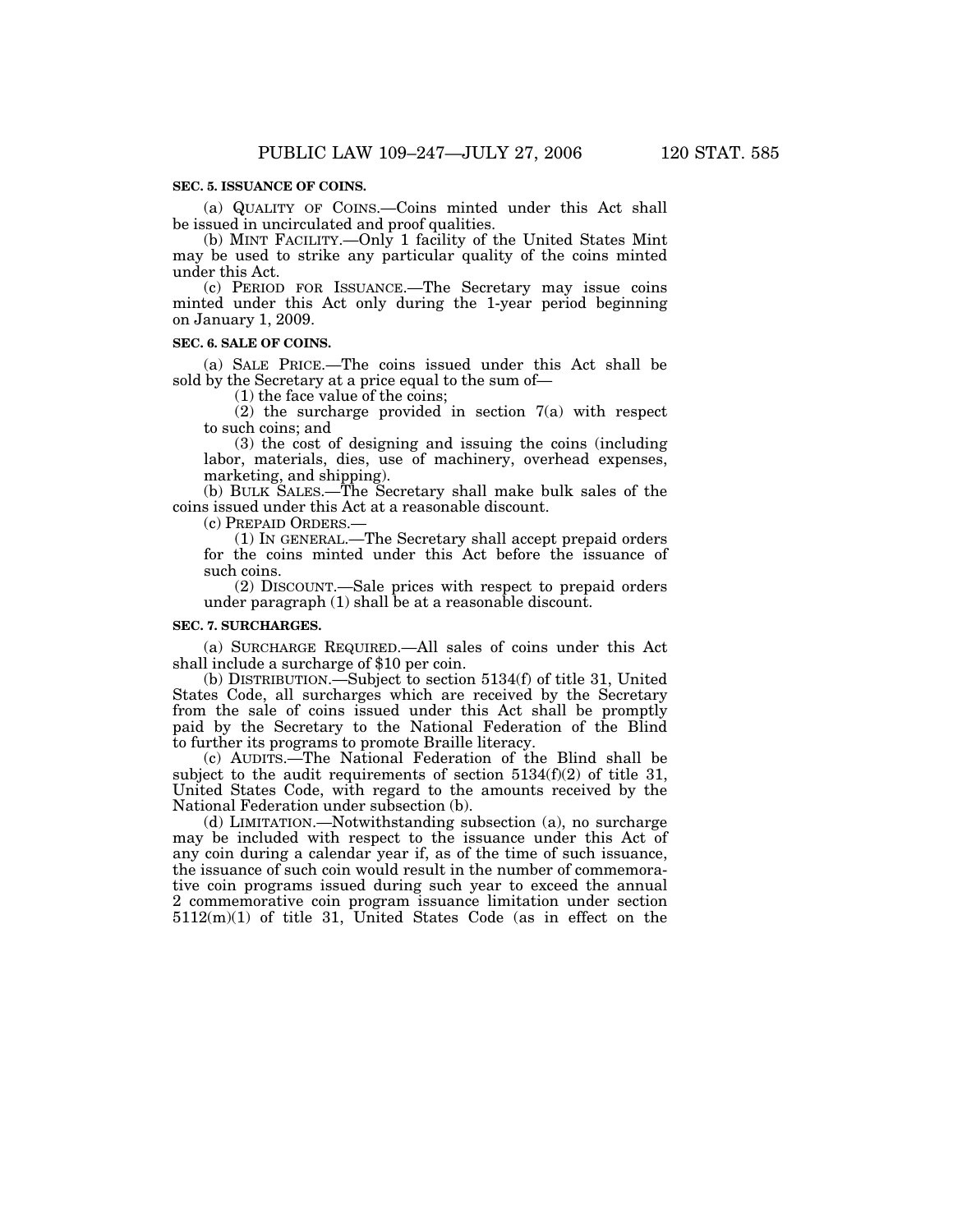**SEC. 5. ISSUANCE OF COINS.**

(a) QUALITY OF COINS.—Coins minted under this Act shall be issued in uncirculated and proof qualities.

(b) MINT FACILITY.—Only 1 facility of the United States Mint may be used to strike any particular quality of the coins minted under this Act.

(c) PERIOD FOR ISSUANCE.—The Secretary may issue coins minted under this Act only during the 1-year period beginning on January 1, 2009.

**SEC. 6. SALE OF COINS.**

(a) SALE PRICE.—The coins issued under this Act shall be sold by the Secretary at a price equal to the sum of—

(1) the face value of the coins;

(2) the surcharge provided in section 7(a) with respect to such coins; and

(3) the cost of designing and issuing the coins (including labor, materials, dies, use of machinery, overhead expenses, marketing, and shipping).

(b) BULK SALES.—The Secretary shall make bulk sales of the coins issued under this Act at a reasonable discount.

(c) PREPAID ORDERS.—

(1) IN GENERAL.—The Secretary shall accept prepaid orders for the coins minted under this Act before the issuance of such coins.

(2) DISCOUNT.—Sale prices with respect to prepaid orders under paragraph (1) shall be at a reasonable discount.

**SEC. 7. SURCHARGES.**

(a) SURCHARGE REQUIRED.—All sales of coins under this Act shall include a surcharge of $10 per coin.

(b) DISTRIBUTION.—Subject to section 5134(f) of title 31, United States Code, all surcharges which are received by the Secretary from the sale of coins issued under this Act shall be promptly paid by the Secretary to the National Federation of the Blind to further its programs to promote Braille literacy.

(c) AUDITS.—The National Federation of the Blind shall be subject to the audit requirements of section 5134(f)(2) of title 31, United States Code, with regard to the amounts received by the National Federation under subsection (b).

(d) LIMITATION.—Notwithstanding subsection (a), no surcharge may be included with respect to the issuance under this Act of any coin during a calendar year if, as of the time of such issuance, the issuance of such coin would result in the number of commemorative coin programs issued during such year to exceed the annual 2 commemorative coin program issuance limitation under section 5112(m)(1) of title 31, United States Code (as in effect on the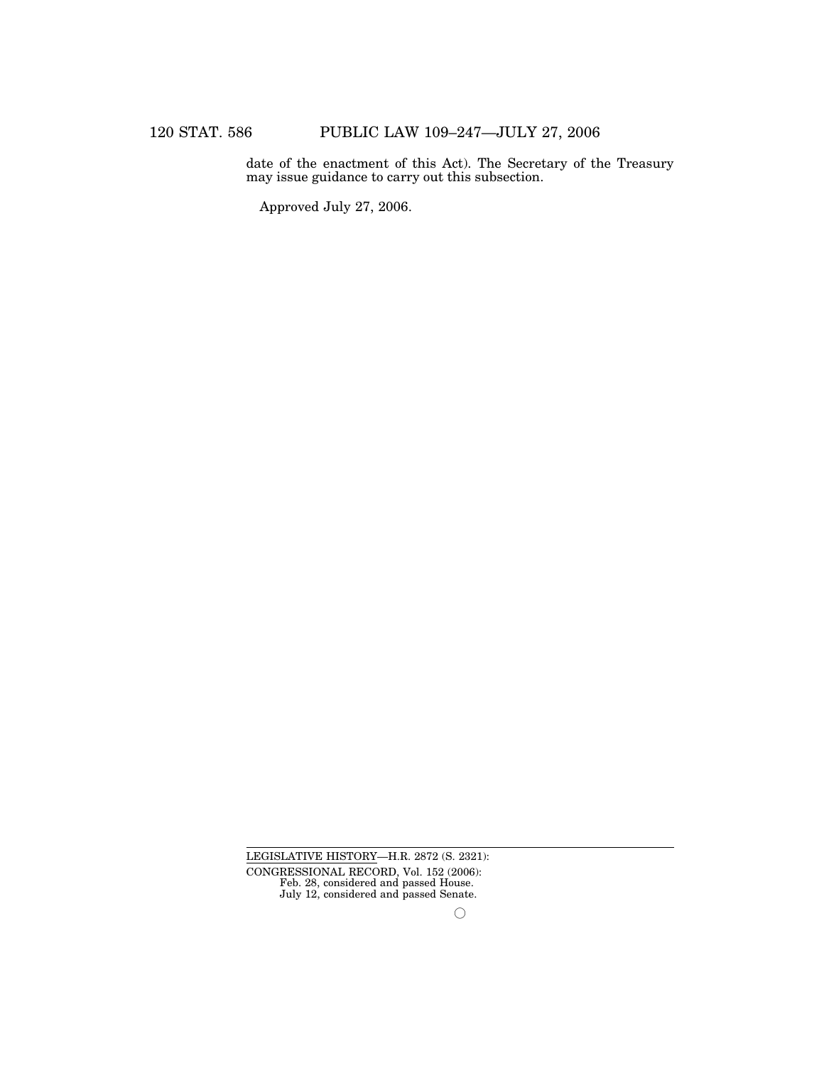date of the enactment of this Act). The Secretary of the Treasury may issue guidance to carry out this subsection.

Approved July 27, 2006.

LEGISLATIVE HISTORY—H.R. 2872 (S. 2321):

CONGRESSIONAL RECORD, Vol. 152 (2006):

Feb. 28, considered and passed House.

July 12, considered and passed Senate.

○